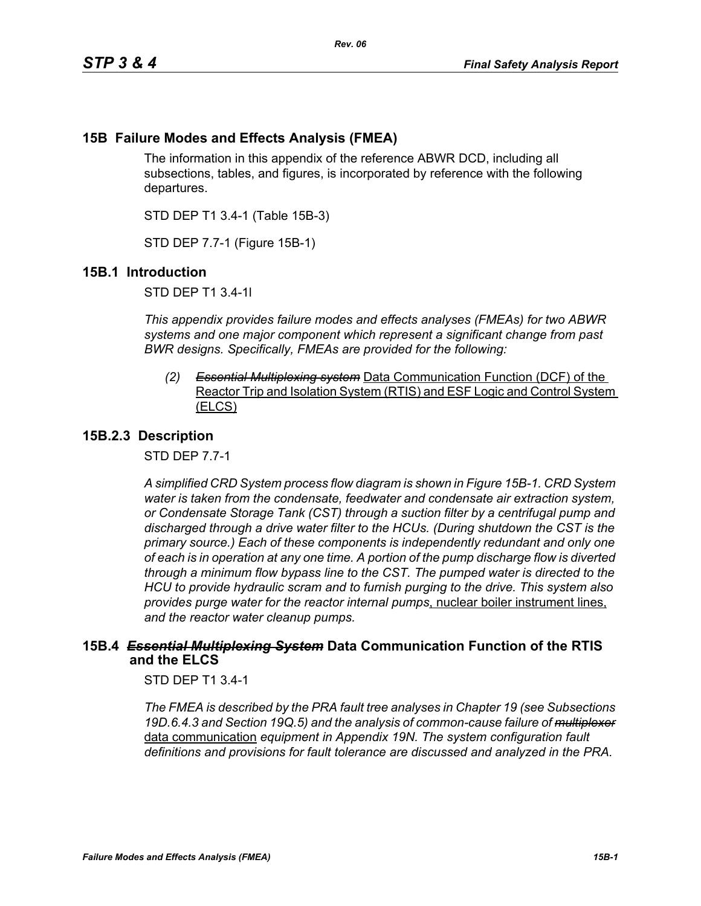## 15B Failure Modes and Effects Analysis (FMEA)

The information in this appendix of the reference ABWR DCD, including all subsections, tables, and figures, is incorporated by reference with the following departures.

STD DEP T1 3.4-1 (Table 15B-3)

STD DEP 7.7-1 (Figure 15B-1)

## 15B.1 Introduction

STD DEP T1 3.4-1l

*This appendix provides failure modes and effects analyses (FMEAs) for two ABWR systems and one major component which represent a significant change from past BWR designs. Specifically, FMEAs are provided for the following:*

*(2)* ~~*Essential Multiplexing system*~~ Data Communication Function (DCF) of the Reactor Trip and Isolation System (RTIS) and ESF Logic and Control System (ELCS)

## 15B.2.3 Description

STD DEP 7.7-1

*A simplified CRD System process flow diagram is shown in Figure 15B-1. CRD System water is taken from the condensate, feedwater and condensate air extraction system, or Condensate Storage Tank (CST) through a suction filter by a centrifugal pump and discharged through a drive water filter to the HCUs. (During shutdown the CST is the primary source.) Each of these components is independently redundant and only one of each is in operation at any one time. A portion of the pump discharge flow is diverted through a minimum flow bypass line to the CST. The pumped water is directed to the HCU to provide hydraulic scram and to furnish purging to the drive. This system also provides purge water for the reactor internal pumps*, nuclear boiler instrument lines, *and the reactor water cleanup pumps.*

## 15B.4 ~~*Essential Multiplexing System*~~ Data Communication Function of the RTIS and the ELCS

STD DEP T1 3.4-1

*The FMEA is described by the PRA fault tree analyses in Chapter 19 (see Subsections 19D.6.4.3 and Section 19Q.5) and the analysis of common-cause failure of* ~~*multiplexor*~~ data communication *equipment in Appendix 19N. The system configuration fault definitions and provisions for fault tolerance are discussed and analyzed in the PRA.*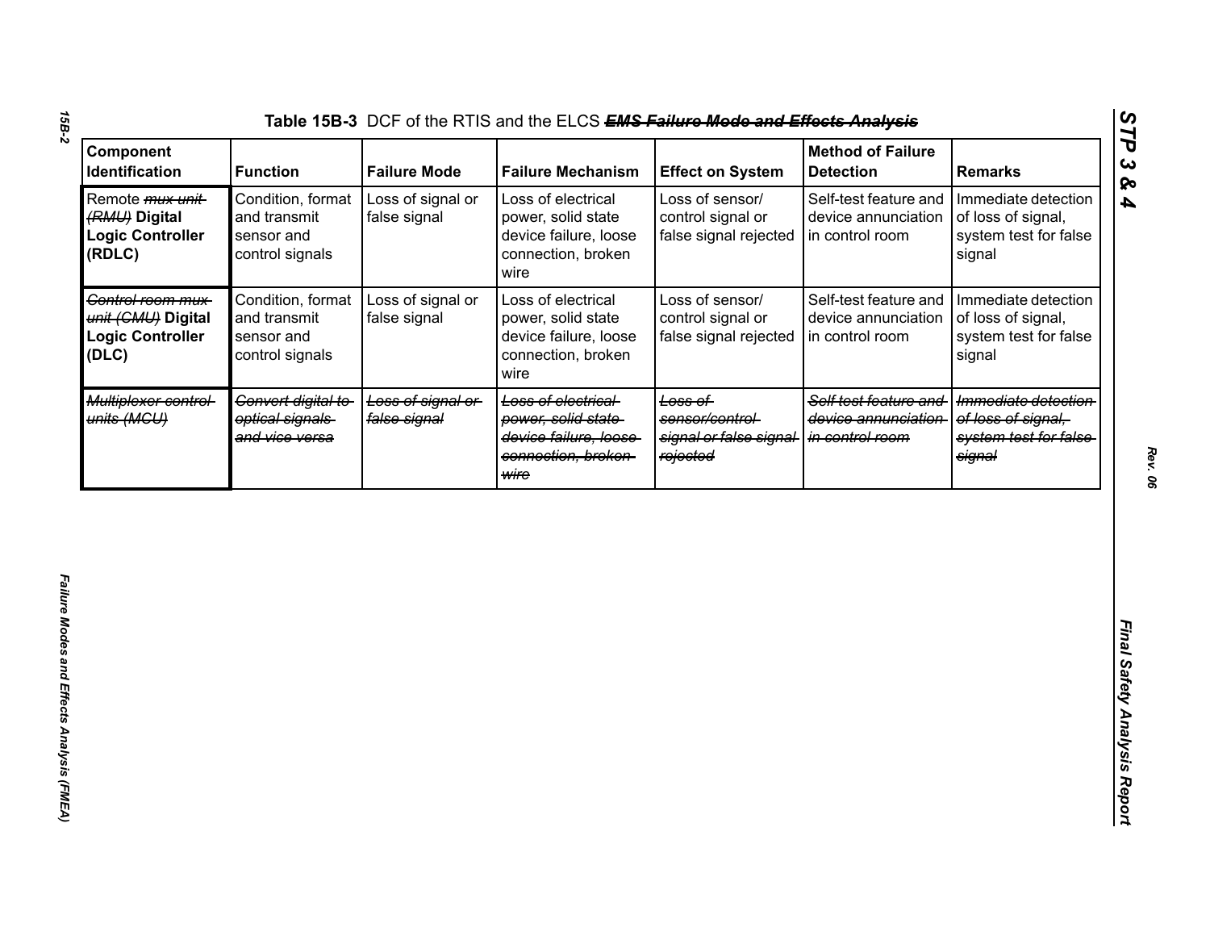**Table 15B-3** DCF of the RTIS and the ELCS ~~***EMS Failure Mode and Effects Analysis***~~

| Component Identification | Function | Failure Mode | Failure Mechanism | Effect on System | Method of Failure Detection | Remarks |
|---|---|---|---|---|---|---|
| Remote ~~mux unit (RMU)~~ **Digital Logic Controller (RDLC)** | Condition, format and transmit sensor and control signals | Loss of signal or false signal | Loss of electrical power, solid state device failure, loose connection, broken wire | Loss of sensor/ control signal or false signal rejected | Self-test feature and device annunciation in control room | Immediate detection of loss of signal, system test for false signal |
| ~~Control room mux unit (CMU)~~ **Digital Logic Controller (DLC)** | Condition, format and transmit sensor and control signals | Loss of signal or false signal | Loss of electrical power, solid state device failure, loose connection, broken wire | Loss of sensor/ control signal or false signal rejected | Self-test feature and device annunciation in control room | Immediate detection of loss of signal, system test for false signal |
| ~~*Multiplexer control units (MCU)*~~ | ~~*Convert digital to optical signals and vice versa*~~ | ~~*Loss of signal or false signal*~~ | ~~*Loss of electrical power, solid state device failure, loose connection, broken wire*~~ | ~~*Loss of sensor/control signal or false signal rejected*~~ | ~~*Self test feature and device annunciation in control room*~~ | ~~*Immediate detection of loss of signal, system test for false signal*~~ |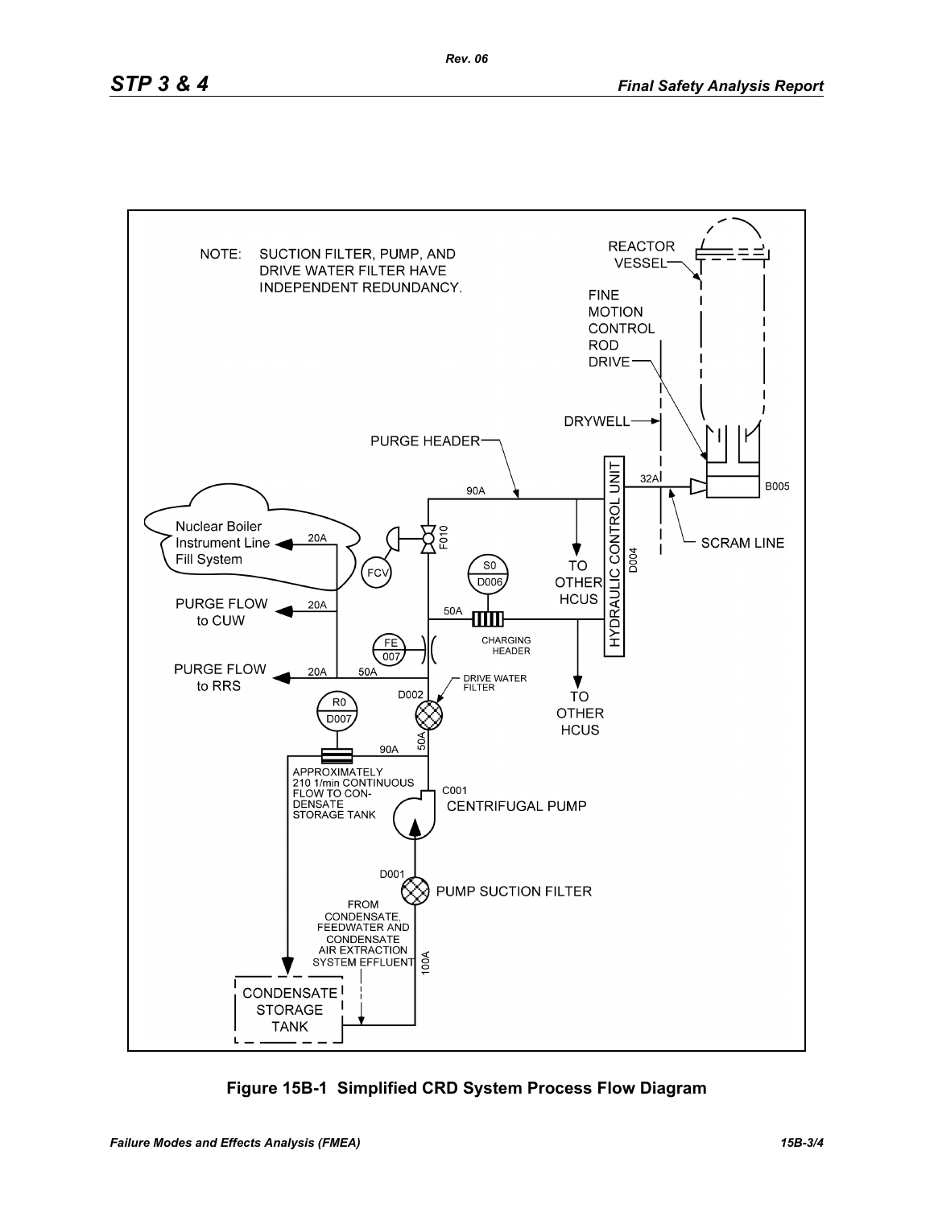NOTE: SUCTION FILTER, PUMP, AND DRIVE WATER FILTER HAVE INDEPENDENT REDUNDANCY.

REACTOR VESSEL

FINE MOTION CONTROL ROD DRIVE

DRYWELL

PURGE HEADER

90A

32A

B005

HYDRAULIC CONTROL UNIT

D004

SCRAM LINE

Nuclear Boiler Instrument Line Fill System

20A

F010

FCV

S0

D006

TO OTHER HCUS

PURGE FLOW to CUW

20A

50A

CHARGING HEADER

FE

007

PURGE FLOW to RRS

20A

50A

D002

DRIVE WATER FILTER

TO OTHER HCUS

R0

D007

90A

50A

APPROXIMATELY 210 1/min CONTINUOUS FLOW TO CONDENSATE STORAGE TANK

C001

CENTRIFUGAL PUMP

D001

PUMP SUCTION FILTER

FROM CONDENSATE, FEEDWATER AND CONDENSATE AIR EXTRACTION SYSTEM EFFLUENT

100A

CONDENSATE STORAGE TANK

**Figure 15B-1 Simplified CRD System Process Flow Diagram**